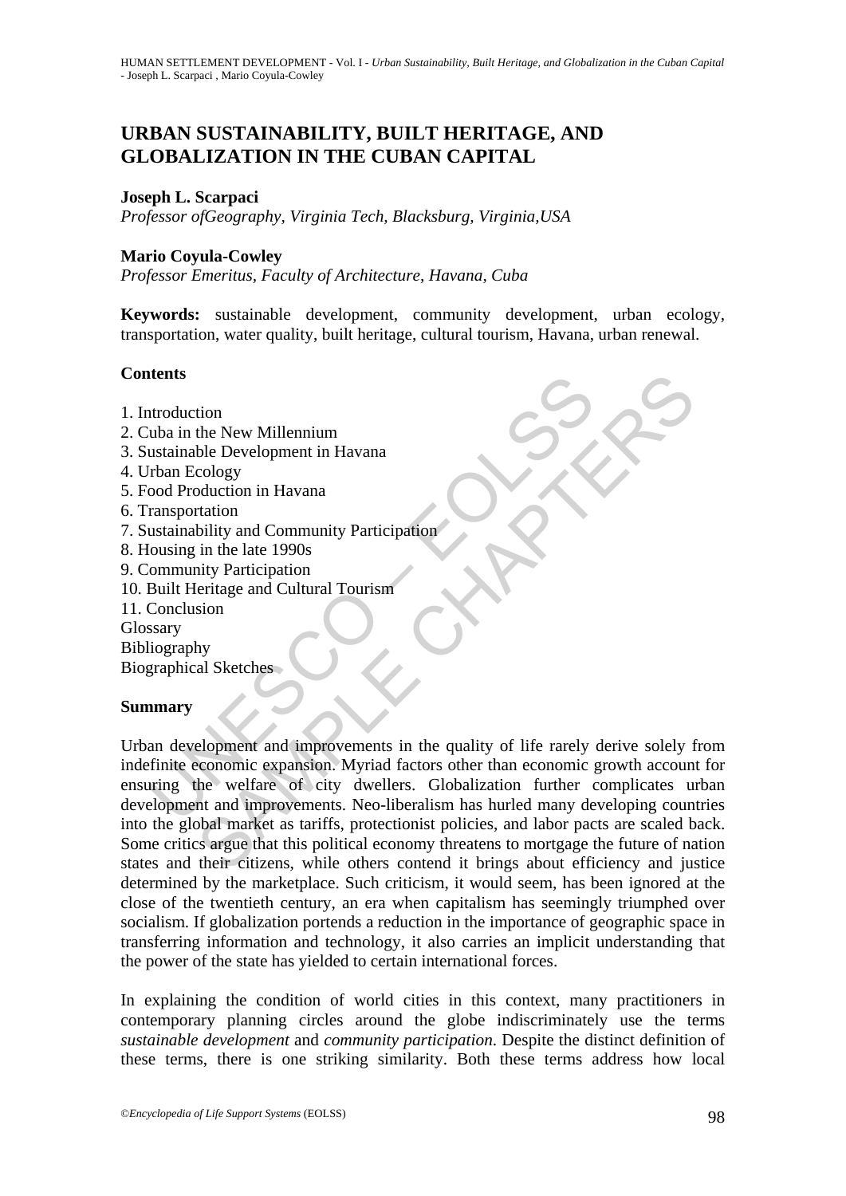# URBAN SUSTAINABILITY, BUILT HERITAGE, AND GLOBALIZATION IN THE CUBAN CAPITAL

**Joseph L. Scarpaci**

*Professor ofGeography, Virginia Tech, Blacksburg, Virginia,USA*

**Mario Coyula-Cowley**

*Professor Emeritus, Faculty of Architecture, Havana, Cuba*

**Keywords:** sustainable development, community development, urban ecology, transportation, water quality, built heritage, cultural tourism, Havana, urban renewal.

**Contents**

1. Introduction
2. Cuba in the New Millennium
3. Sustainable Development in Havana
4. Urban Ecology
5. Food Production in Havana
6. Transportation
7. Sustainability and Community Participation
8. Housing in the late 1990s
9. Community Participation
10. Built Heritage and Cultural Tourism
11. Conclusion

Glossary
Bibliography
Biographical Sketches

**Summary**

Urban development and improvements in the quality of life rarely derive solely from indefinite economic expansion. Myriad factors other than economic growth account for ensuring the welfare of city dwellers. Globalization further complicates urban development and improvements. Neo-liberalism has hurled many developing countries into the global market as tariffs, protectionist policies, and labor pacts are scaled back. Some critics argue that this political economy threatens to mortgage the future of nation states and their citizens, while others contend it brings about efficiency and justice determined by the marketplace. Such criticism, it would seem, has been ignored at the close of the twentieth century, an era when capitalism has seemingly triumphed over socialism. If globalization portends a reduction in the importance of geographic space in transferring information and technology, it also carries an implicit understanding that the power of the state has yielded to certain international forces.

In explaining the condition of world cities in this context, many practitioners in contemporary planning circles around the globe indiscriminately use the terms *sustainable development* and *community participation*. Despite the distinct definition of these terms, there is one striking similarity. Both these terms address how local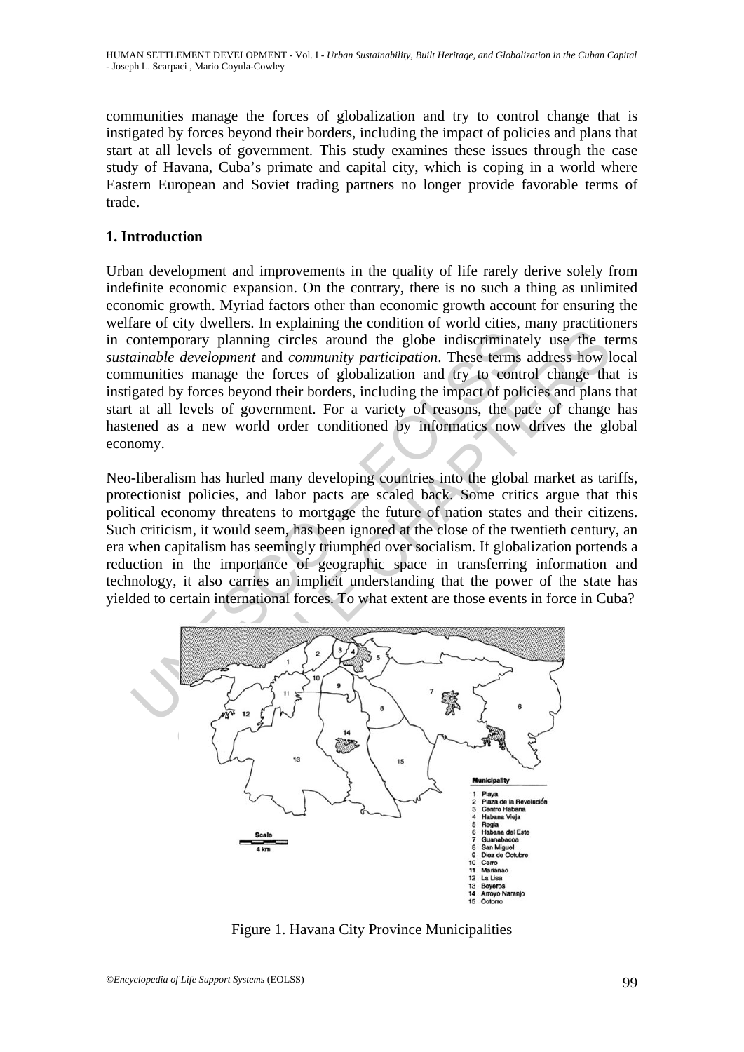communities manage the forces of globalization and try to control change that is instigated by forces beyond their borders, including the impact of policies and plans that start at all levels of government. This study examines these issues through the case study of Havana, Cuba's primate and capital city, which is coping in a world where Eastern European and Soviet trading partners no longer provide favorable terms of trade.

## 1. Introduction

Urban development and improvements in the quality of life rarely derive solely from indefinite economic expansion. On the contrary, there is no such a thing as unlimited economic growth. Myriad factors other than economic growth account for ensuring the welfare of city dwellers. In explaining the condition of world cities, many practitioners in contemporary planning circles around the globe indiscriminately use the terms *sustainable development* and *community participation*. These terms address how local communities manage the forces of globalization and try to control change that is instigated by forces beyond their borders, including the impact of policies and plans that start at all levels of government. For a variety of reasons, the pace of change has hastened as a new world order conditioned by informatics now drives the global economy.

Neo-liberalism has hurled many developing countries into the global market as tariffs, protectionist policies, and labor pacts are scaled back. Some critics argue that this political economy threatens to mortgage the future of nation states and their citizens. Such criticism, it would seem, has been ignored at the close of the twentieth century, an era when capitalism has seemingly triumphed over socialism. If globalization portends a reduction in the importance of geographic space in transferring information and technology, it also carries an implicit understanding that the power of the state has yielded to certain international forces. To what extent are those events in force in Cuba?

Scale
4 km

Municipality
1 Playa
2 Plaza de la Revolución
3 Centro Habana
4 Habana Vieja
5 Regla
6 Habana del Este
7 Guanabacoa
8 San Miguel
9 Diez de Octubre
10 Cerro
11 Marianao
12 La Lisa
13 Boyeros
14 Arroyo Naranjo
15 Cotorro

Figure 1. Havana City Province Municipalities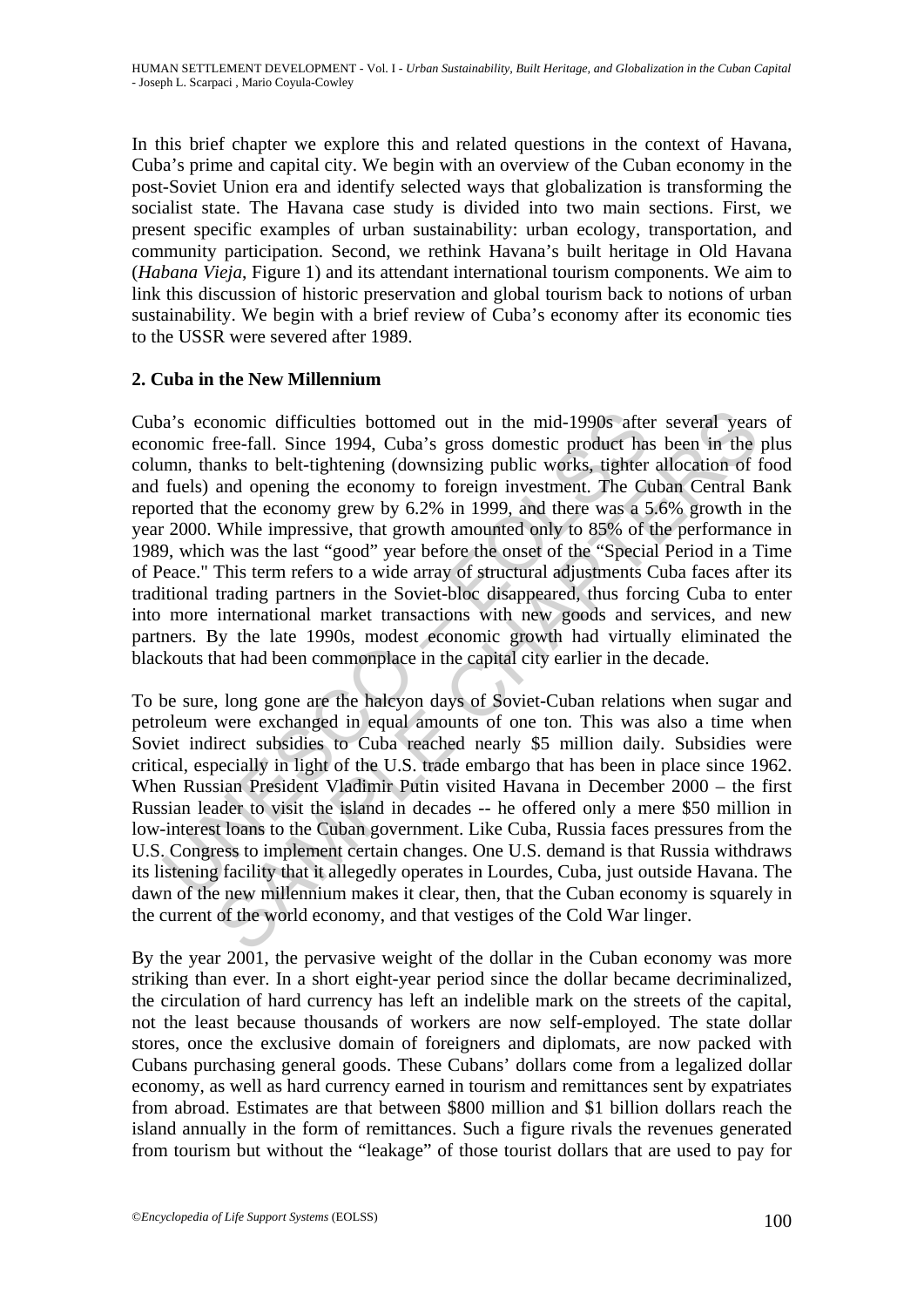In this brief chapter we explore this and related questions in the context of Havana, Cuba's prime and capital city. We begin with an overview of the Cuban economy in the post-Soviet Union era and identify selected ways that globalization is transforming the socialist state. The Havana case study is divided into two main sections. First, we present specific examples of urban sustainability: urban ecology, transportation, and community participation. Second, we rethink Havana's built heritage in Old Havana (*Habana Vieja*, Figure 1) and its attendant international tourism components. We aim to link this discussion of historic preservation and global tourism back to notions of urban sustainability. We begin with a brief review of Cuba's economy after its economic ties to the USSR were severed after 1989.

## 2. Cuba in the New Millennium

Cuba's economic difficulties bottomed out in the mid-1990s after several years of economic free-fall. Since 1994, Cuba's gross domestic product has been in the plus column, thanks to belt-tightening (downsizing public works, tighter allocation of food and fuels) and opening the economy to foreign investment. The Cuban Central Bank reported that the economy grew by 6.2% in 1999, and there was a 5.6% growth in the year 2000. While impressive, that growth amounted only to 85% of the performance in 1989, which was the last "good" year before the onset of the "Special Period in a Time of Peace." This term refers to a wide array of structural adjustments Cuba faces after its traditional trading partners in the Soviet-bloc disappeared, thus forcing Cuba to enter into more international market transactions with new goods and services, and new partners. By the late 1990s, modest economic growth had virtually eliminated the blackouts that had been commonplace in the capital city earlier in the decade.

To be sure, long gone are the halcyon days of Soviet-Cuban relations when sugar and petroleum were exchanged in equal amounts of one ton. This was also a time when Soviet indirect subsidies to Cuba reached nearly \$5 million daily. Subsidies were critical, especially in light of the U.S. trade embargo that has been in place since 1962. When Russian President Vladimir Putin visited Havana in December 2000 – the first Russian leader to visit the island in decades -- he offered only a mere \$50 million in low-interest loans to the Cuban government. Like Cuba, Russia faces pressures from the U.S. Congress to implement certain changes. One U.S. demand is that Russia withdraws its listening facility that it allegedly operates in Lourdes, Cuba, just outside Havana. The dawn of the new millennium makes it clear, then, that the Cuban economy is squarely in the current of the world economy, and that vestiges of the Cold War linger.

By the year 2001, the pervasive weight of the dollar in the Cuban economy was more striking than ever. In a short eight-year period since the dollar became decriminalized, the circulation of hard currency has left an indelible mark on the streets of the capital, not the least because thousands of workers are now self-employed. The state dollar stores, once the exclusive domain of foreigners and diplomats, are now packed with Cubans purchasing general goods. These Cubans' dollars come from a legalized dollar economy, as well as hard currency earned in tourism and remittances sent by expatriates from abroad. Estimates are that between \$800 million and \$1 billion dollars reach the island annually in the form of remittances. Such a figure rivals the revenues generated from tourism but without the "leakage" of those tourist dollars that are used to pay for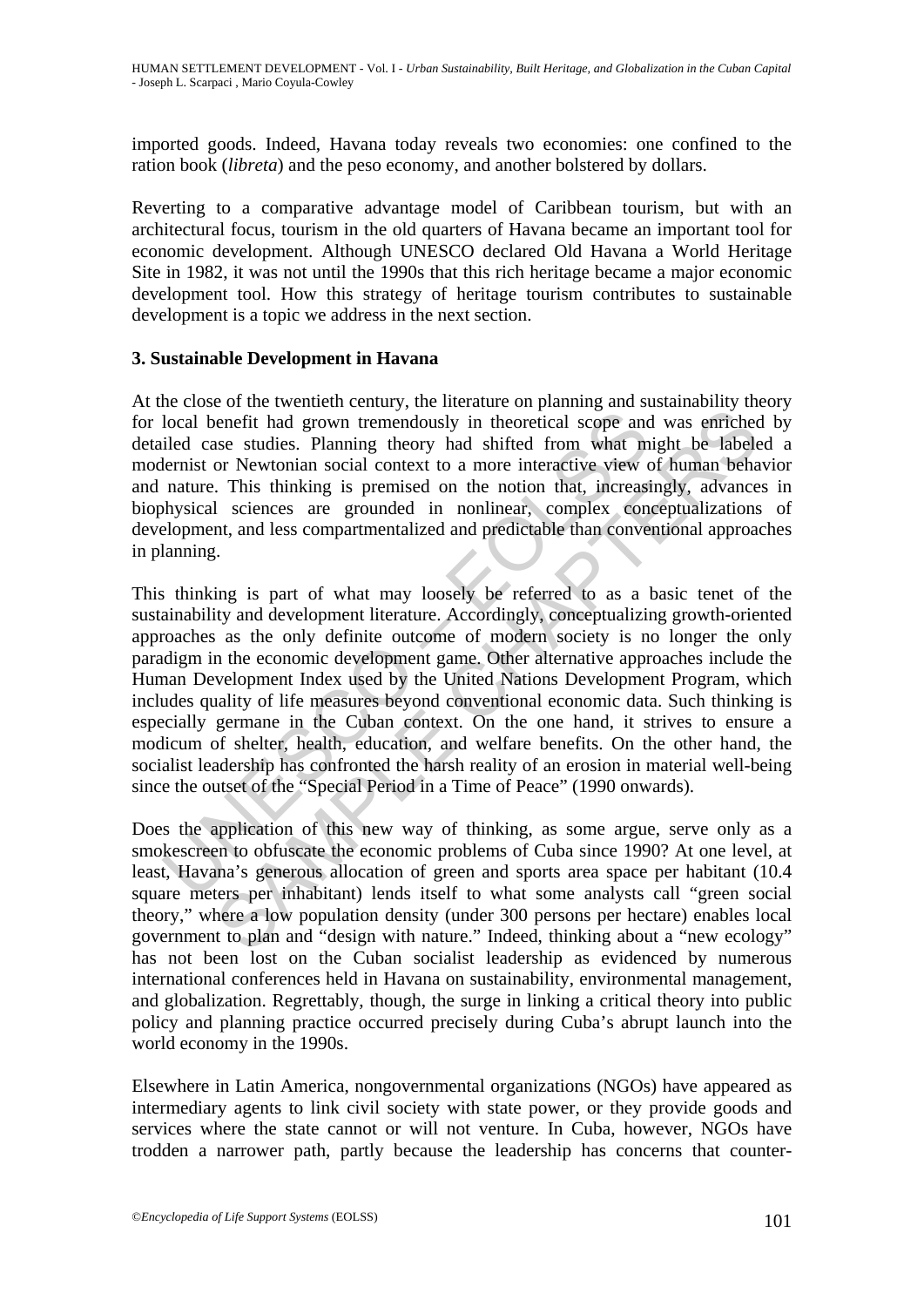imported goods. Indeed, Havana today reveals two economies: one confined to the ration book (*libreta*) and the peso economy, and another bolstered by dollars.

Reverting to a comparative advantage model of Caribbean tourism, but with an architectural focus, tourism in the old quarters of Havana became an important tool for economic development. Although UNESCO declared Old Havana a World Heritage Site in 1982, it was not until the 1990s that this rich heritage became a major economic development tool. How this strategy of heritage tourism contributes to sustainable development is a topic we address in the next section.

## 3. Sustainable Development in Havana

At the close of the twentieth century, the literature on planning and sustainability theory for local benefit had grown tremendously in theoretical scope and was enriched by detailed case studies. Planning theory had shifted from what might be labeled a modernist or Newtonian social context to a more interactive view of human behavior and nature. This thinking is premised on the notion that, increasingly, advances in biophysical sciences are grounded in nonlinear, complex conceptualizations of development, and less compartmentalized and predictable than conventional approaches in planning.

This thinking is part of what may loosely be referred to as a basic tenet of the sustainability and development literature. Accordingly, conceptualizing growth-oriented approaches as the only definite outcome of modern society is no longer the only paradigm in the economic development game. Other alternative approaches include the Human Development Index used by the United Nations Development Program, which includes quality of life measures beyond conventional economic data. Such thinking is especially germane in the Cuban context. On the one hand, it strives to ensure a modicum of shelter, health, education, and welfare benefits. On the other hand, the socialist leadership has confronted the harsh reality of an erosion in material well-being since the outset of the "Special Period in a Time of Peace" (1990 onwards).

Does the application of this new way of thinking, as some argue, serve only as a smokescreen to obfuscate the economic problems of Cuba since 1990? At one level, at least, Havana's generous allocation of green and sports area space per habitant (10.4 square meters per inhabitant) lends itself to what some analysts call "green social theory," where a low population density (under 300 persons per hectare) enables local government to plan and "design with nature." Indeed, thinking about a "new ecology" has not been lost on the Cuban socialist leadership as evidenced by numerous international conferences held in Havana on sustainability, environmental management, and globalization. Regrettably, though, the surge in linking a critical theory into public policy and planning practice occurred precisely during Cuba's abrupt launch into the world economy in the 1990s.

Elsewhere in Latin America, nongovernmental organizations (NGOs) have appeared as intermediary agents to link civil society with state power, or they provide goods and services where the state cannot or will not venture. In Cuba, however, NGOs have trodden a narrower path, partly because the leadership has concerns that counter-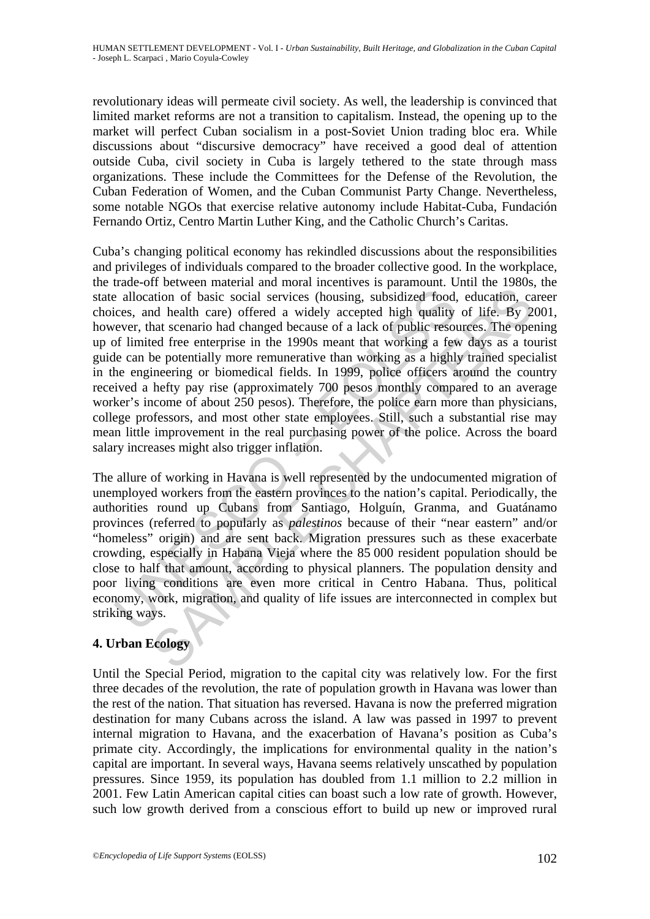revolutionary ideas will permeate civil society. As well, the leadership is convinced that limited market reforms are not a transition to capitalism. Instead, the opening up to the market will perfect Cuban socialism in a post-Soviet Union trading bloc era. While discussions about "discursive democracy" have received a good deal of attention outside Cuba, civil society in Cuba is largely tethered to the state through mass organizations. These include the Committees for the Defense of the Revolution, the Cuban Federation of Women, and the Cuban Communist Party Change. Nevertheless, some notable NGOs that exercise relative autonomy include Habitat-Cuba, Fundación Fernando Ortiz, Centro Martin Luther King, and the Catholic Church's Caritas.

Cuba's changing political economy has rekindled discussions about the responsibilities and privileges of individuals compared to the broader collective good. In the workplace, the trade-off between material and moral incentives is paramount. Until the 1980s, the state allocation of basic social services (housing, subsidized food, education, career choices, and health care) offered a widely accepted high quality of life. By 2001, however, that scenario had changed because of a lack of public resources. The opening up of limited free enterprise in the 1990s meant that working a few days as a tourist guide can be potentially more remunerative than working as a highly trained specialist in the engineering or biomedical fields. In 1999, police officers around the country received a hefty pay rise (approximately 700 pesos monthly compared to an average worker's income of about 250 pesos). Therefore, the police earn more than physicians, college professors, and most other state employees. Still, such a substantial rise may mean little improvement in the real purchasing power of the police. Across the board salary increases might also trigger inflation.

The allure of working in Havana is well represented by the undocumented migration of unemployed workers from the eastern provinces to the nation's capital. Periodically, the authorities round up Cubans from Santiago, Holguín, Granma, and Guatánamo provinces (referred to popularly as *palestinos* because of their "near eastern" and/or "homeless" origin) and are sent back. Migration pressures such as these exacerbate crowding, especially in Habana Vieja where the 85 000 resident population should be close to half that amount, according to physical planners. The population density and poor living conditions are even more critical in Centro Habana. Thus, political economy, work, migration, and quality of life issues are interconnected in complex but striking ways.

## 4. Urban Ecology

Until the Special Period, migration to the capital city was relatively low. For the first three decades of the revolution, the rate of population growth in Havana was lower than the rest of the nation. That situation has reversed. Havana is now the preferred migration destination for many Cubans across the island. A law was passed in 1997 to prevent internal migration to Havana, and the exacerbation of Havana's position as Cuba's primate city. Accordingly, the implications for environmental quality in the nation's capital are important. In several ways, Havana seems relatively unscathed by population pressures. Since 1959, its population has doubled from 1.1 million to 2.2 million in 2001. Few Latin American capital cities can boast such a low rate of growth. However, such low growth derived from a conscious effort to build up new or improved rural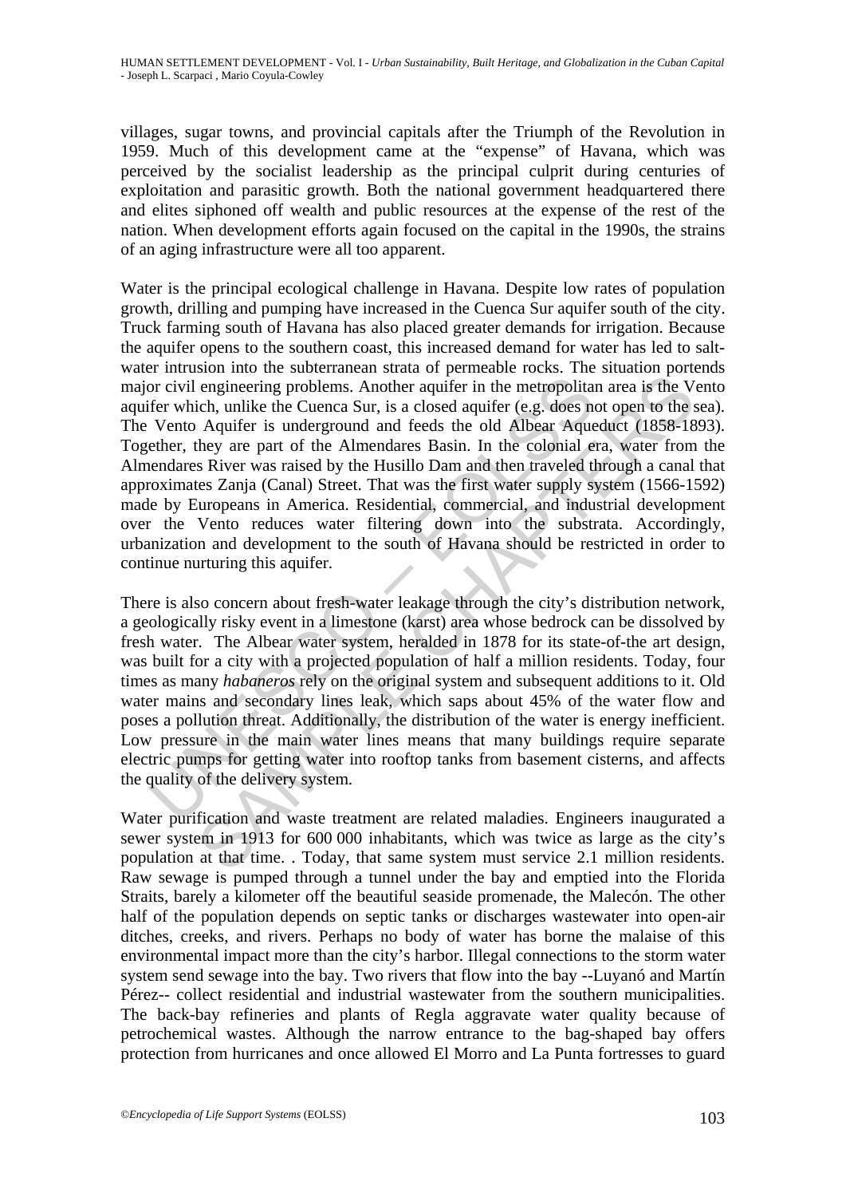villages, sugar towns, and provincial capitals after the Triumph of the Revolution in 1959. Much of this development came at the "expense" of Havana, which was perceived by the socialist leadership as the principal culprit during centuries of exploitation and parasitic growth. Both the national government headquartered there and elites siphoned off wealth and public resources at the expense of the rest of the nation. When development efforts again focused on the capital in the 1990s, the strains of an aging infrastructure were all too apparent.

Water is the principal ecological challenge in Havana. Despite low rates of population growth, drilling and pumping have increased in the Cuenca Sur aquifer south of the city. Truck farming south of Havana has also placed greater demands for irrigation. Because the aquifer opens to the southern coast, this increased demand for water has led to salt-water intrusion into the subterranean strata of permeable rocks. The situation portends major civil engineering problems. Another aquifer in the metropolitan area is the Vento aquifer which, unlike the Cuenca Sur, is a closed aquifer (e.g. does not open to the sea). The Vento Aquifer is underground and feeds the old Albear Aqueduct (1858-1893). Together, they are part of the Almendares Basin. In the colonial era, water from the Almendares River was raised by the Husillo Dam and then traveled through a canal that approximates Zanja (Canal) Street. That was the first water supply system (1566-1592) made by Europeans in America. Residential, commercial, and industrial development over the Vento reduces water filtering down into the substrata. Accordingly, urbanization and development to the south of Havana should be restricted in order to continue nurturing this aquifer.

There is also concern about fresh-water leakage through the city's distribution network, a geologically risky event in a limestone (karst) area whose bedrock can be dissolved by fresh water. The Albear water system, heralded in 1878 for its state-of-the art design, was built for a city with a projected population of half a million residents. Today, four times as many *habaneros* rely on the original system and subsequent additions to it. Old water mains and secondary lines leak, which saps about 45% of the water flow and poses a pollution threat. Additionally, the distribution of the water is energy inefficient. Low pressure in the main water lines means that many buildings require separate electric pumps for getting water into rooftop tanks from basement cisterns, and affects the quality of the delivery system.

Water purification and waste treatment are related maladies. Engineers inaugurated a sewer system in 1913 for 600 000 inhabitants, which was twice as large as the city's population at that time. . Today, that same system must service 2.1 million residents. Raw sewage is pumped through a tunnel under the bay and emptied into the Florida Straits, barely a kilometer off the beautiful seaside promenade, the Malecón. The other half of the population depends on septic tanks or discharges wastewater into open-air ditches, creeks, and rivers. Perhaps no body of water has borne the malaise of this environmental impact more than the city's harbor. Illegal connections to the storm water system send sewage into the bay. Two rivers that flow into the bay --Luyanó and Martín Pérez-- collect residential and industrial wastewater from the southern municipalities. The back-bay refineries and plants of Regla aggravate water quality because of petrochemical wastes. Although the narrow entrance to the bag-shaped bay offers protection from hurricanes and once allowed El Morro and La Punta fortresses to guard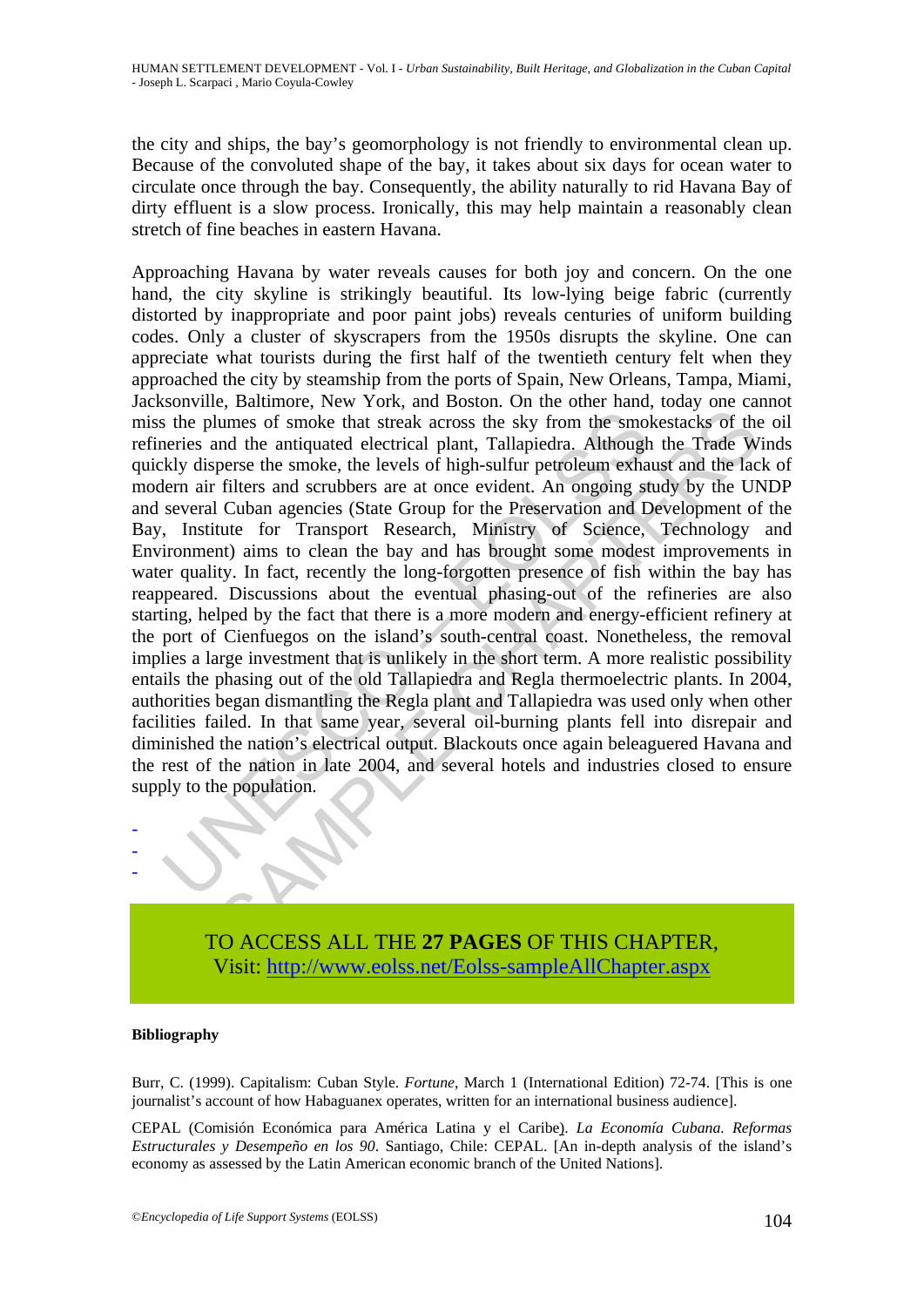the city and ships, the bay's geomorphology is not friendly to environmental clean up. Because of the convoluted shape of the bay, it takes about six days for ocean water to circulate once through the bay. Consequently, the ability naturally to rid Havana Bay of dirty effluent is a slow process. Ironically, this may help maintain a reasonably clean stretch of fine beaches in eastern Havana.

Approaching Havana by water reveals causes for both joy and concern. On the one hand, the city skyline is strikingly beautiful. Its low-lying beige fabric (currently distorted by inappropriate and poor paint jobs) reveals centuries of uniform building codes. Only a cluster of skyscrapers from the 1950s disrupts the skyline. One can appreciate what tourists during the first half of the twentieth century felt when they approached the city by steamship from the ports of Spain, New Orleans, Tampa, Miami, Jacksonville, Baltimore, New York, and Boston. On the other hand, today one cannot miss the plumes of smoke that streak across the sky from the smokestacks of the oil refineries and the antiquated electrical plant, Tallapiedra. Although the Trade Winds quickly disperse the smoke, the levels of high-sulfur petroleum exhaust and the lack of modern air filters and scrubbers are at once evident. An ongoing study by the UNDP and several Cuban agencies (State Group for the Preservation and Development of the Bay, Institute for Transport Research, Ministry of Science, Technology and Environment) aims to clean the bay and has brought some modest improvements in water quality. In fact, recently the long-forgotten presence of fish within the bay has reappeared. Discussions about the eventual phasing-out of the refineries are also starting, helped by the fact that there is a more modern and energy-efficient refinery at the port of Cienfuegos on the island's south-central coast. Nonetheless, the removal implies a large investment that is unlikely in the short term. A more realistic possibility entails the phasing out of the old Tallapiedra and Regla thermoelectric plants. In 2004, authorities began dismantling the Regla plant and Tallapiedra was used only when other facilities failed. In that same year, several oil-burning plants fell into disrepair and diminished the nation's electrical output. Blackouts once again beleaguered Havana and the rest of the nation in late 2004, and several hotels and industries closed to ensure supply to the population.

-
-
-

TO ACCESS ALL THE **27 PAGES** OF THIS CHAPTER,
Visit: http://www.eolss.net/Eolss-sampleAllChapter.aspx

**Bibliography**

Burr, C. (1999). Capitalism: Cuban Style. *Fortune*, March 1 (International Edition) 72-74. [This is one journalist's account of how Habaguanex operates, written for an international business audience].

CEPAL (Comisión Económica para América Latina y el Caribe). *La Economía Cubana. Reformas Estructurales y Desempeño en los 90*. Santiago, Chile: CEPAL. [An in-depth analysis of the island's economy as assessed by the Latin American economic branch of the United Nations].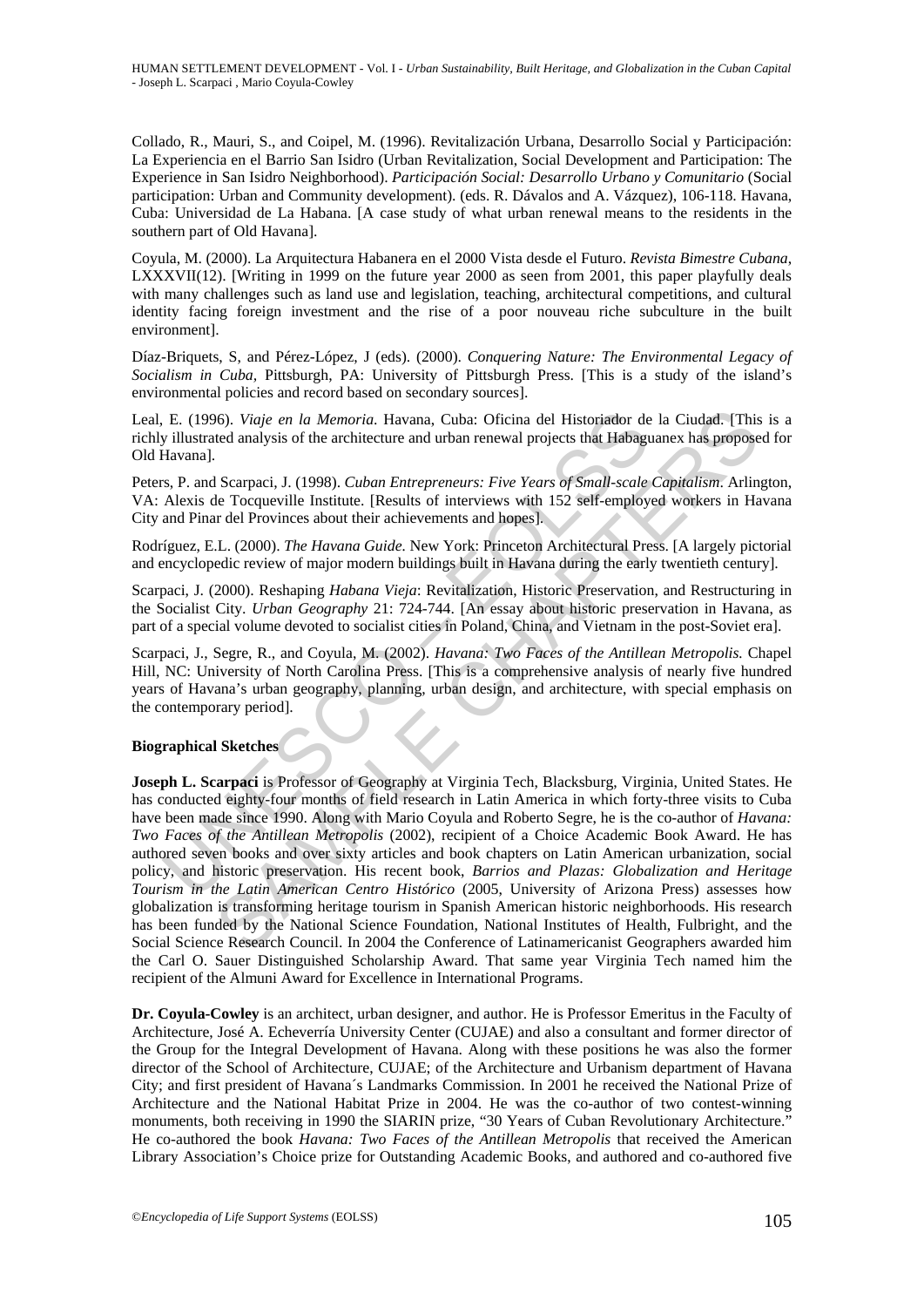Collado, R., Mauri, S., and Coipel, M. (1996). Revitalización Urbana, Desarrollo Social y Participación: La Experiencia en el Barrio San Isidro (Urban Revitalization, Social Development and Participation: The Experience in San Isidro Neighborhood). *Participación Social: Desarrollo Urbano y Comunitario* (Social participation: Urban and Community development). (eds. R. Dávalos and A. Vázquez), 106-118. Havana, Cuba: Universidad de La Habana. [A case study of what urban renewal means to the residents in the southern part of Old Havana].

Coyula, M. (2000). La Arquitectura Habanera en el 2000 Vista desde el Futuro. *Revista Bimestre Cubana*, LXXXVII(12). [Writing in 1999 on the future year 2000 as seen from 2001, this paper playfully deals with many challenges such as land use and legislation, teaching, architectural competitions, and cultural identity facing foreign investment and the rise of a poor nouveau riche subculture in the built environment].

Díaz-Briquets, S, and Pérez-López, J (eds). (2000). *Conquering Nature: The Environmental Legacy of Socialism in Cuba*, Pittsburgh, PA: University of Pittsburgh Press. [This is a study of the island's environmental policies and record based on secondary sources].

Leal, E. (1996). *Viaje en la Memoria*. Havana, Cuba: Oficina del Historiador de la Ciudad. [This is a richly illustrated analysis of the architecture and urban renewal projects that Habaguanex has proposed for Old Havana].

Peters, P. and Scarpaci, J. (1998). *Cuban Entrepreneurs: Five Years of Small-scale Capitalism*. Arlington, VA: Alexis de Tocqueville Institute. [Results of interviews with 152 self-employed workers in Havana City and Pinar del Provinces about their achievements and hopes].

Rodríguez, E.L. (2000). *The Havana Guide*. New York: Princeton Architectural Press. [A largely pictorial and encyclopedic review of major modern buildings built in Havana during the early twentieth century].

Scarpaci, J. (2000). Reshaping *Habana Vieja*: Revitalization, Historic Preservation, and Restructuring in the Socialist City. *Urban Geography* 21: 724-744. [An essay about historic preservation in Havana, as part of a special volume devoted to socialist cities in Poland, China, and Vietnam in the post-Soviet era].

Scarpaci, J., Segre, R., and Coyula, M. (2002). *Havana: Two Faces of the Antillean Metropolis*. Chapel Hill, NC: University of North Carolina Press. [This is a comprehensive analysis of nearly five hundred years of Havana's urban geography, planning, urban design, and architecture, with special emphasis on the contemporary period].

**Biographical Sketches**

**Joseph L. Scarpaci** is Professor of Geography at Virginia Tech, Blacksburg, Virginia, United States. He has conducted eighty-four months of field research in Latin America in which forty-three visits to Cuba have been made since 1990. Along with Mario Coyula and Roberto Segre, he is the co-author of *Havana: Two Faces of the Antillean Metropolis* (2002), recipient of a Choice Academic Book Award. He has authored seven books and over sixty articles and book chapters on Latin American urbanization, social policy, and historic preservation. His recent book, *Barrios and Plazas: Globalization and Heritage Tourism in the Latin American Centro Histórico* (2005, University of Arizona Press) assesses how globalization is transforming heritage tourism in Spanish American historic neighborhoods. His research has been funded by the National Science Foundation, National Institutes of Health, Fulbright, and the Social Science Research Council. In 2004 the Conference of Latinamericanist Geographers awarded him the Carl O. Sauer Distinguished Scholarship Award. That same year Virginia Tech named him the recipient of the Almuni Award for Excellence in International Programs.

**Dr. Coyula-Cowley** is an architect, urban designer, and author. He is Professor Emeritus in the Faculty of Architecture, José A. Echeverría University Center (CUJAE) and also a consultant and former director of the Group for the Integral Development of Havana. Along with these positions he was also the former director of the School of Architecture, CUJAE; of the Architecture and Urbanism department of Havana City; and first president of Havana´s Landmarks Commission. In 2001 he received the National Prize of Architecture and the National Habitat Prize in 2004. He was the co-author of two contest-winning monuments, both receiving in 1990 the SIARIN prize, "30 Years of Cuban Revolutionary Architecture." He co-authored the book *Havana: Two Faces of the Antillean Metropolis* that received the American Library Association's Choice prize for Outstanding Academic Books, and authored and co-authored five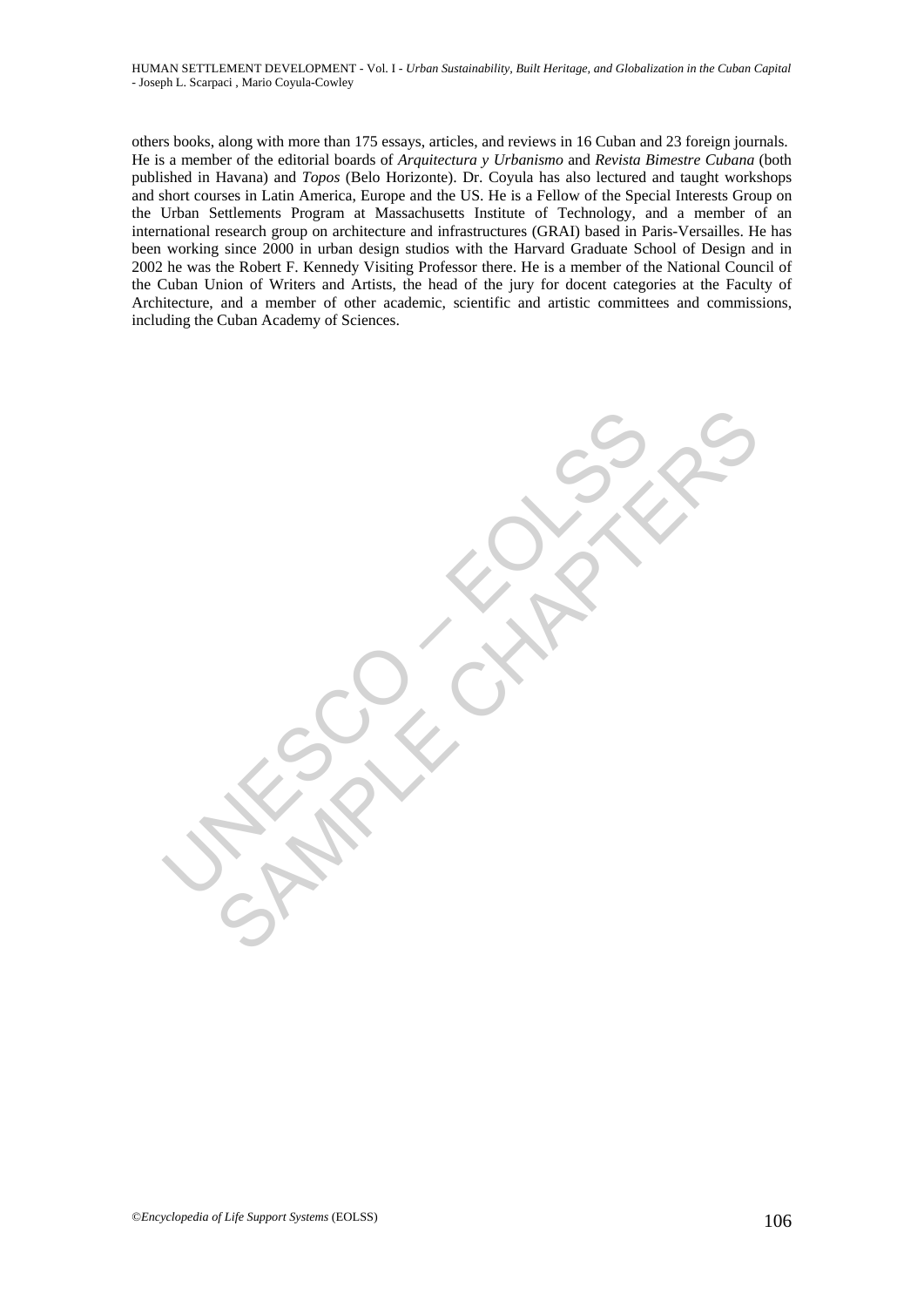others books, along with more than 175 essays, articles, and reviews in 16 Cuban and 23 foreign journals. He is a member of the editorial boards of *Arquitectura y Urbanismo* and *Revista Bimestre Cubana* (both published in Havana) and *Topos* (Belo Horizonte). Dr. Coyula has also lectured and taught workshops and short courses in Latin America, Europe and the US. He is a Fellow of the Special Interests Group on the Urban Settlements Program at Massachusetts Institute of Technology, and a member of an international research group on architecture and infrastructures (GRAI) based in Paris-Versailles. He has been working since 2000 in urban design studios with the Harvard Graduate School of Design and in 2002 he was the Robert F. Kennedy Visiting Professor there. He is a member of the National Council of the Cuban Union of Writers and Artists, the head of the jury for docent categories at the Faculty of Architecture, and a member of other academic, scientific and artistic committees and commissions, including the Cuban Academy of Sciences.